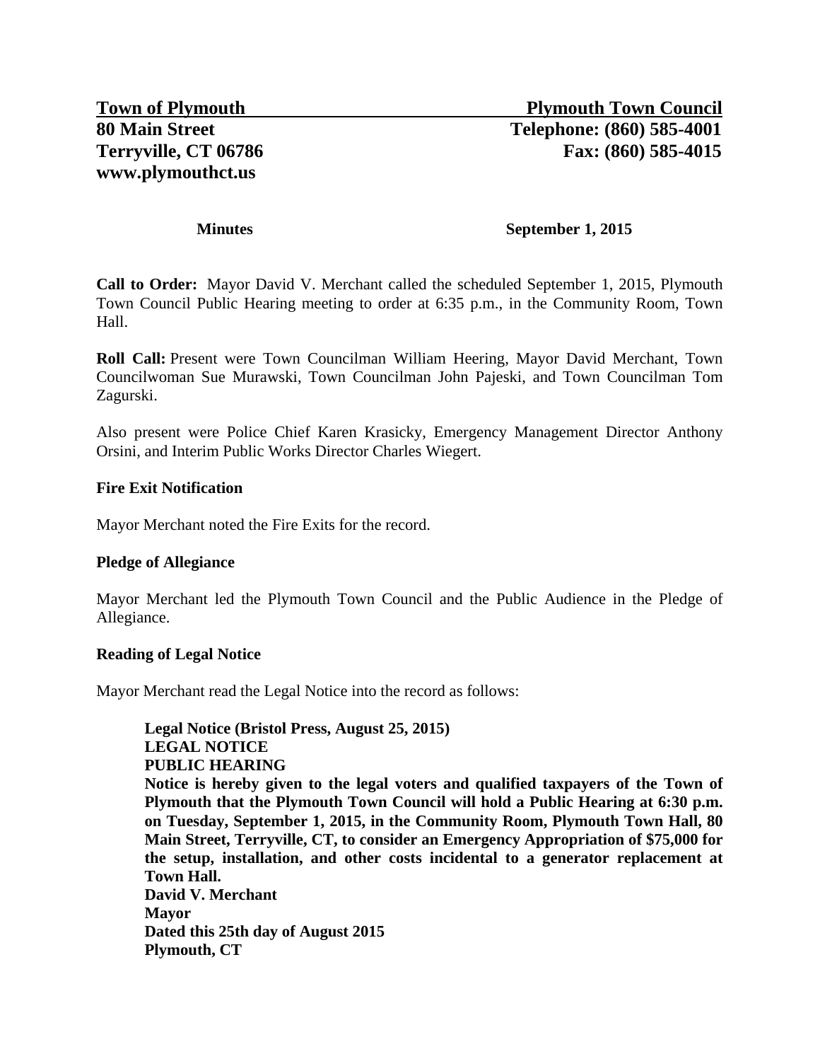**Town of Plymouth** | **Plymouth Town Council**
**80 Main Street** | **Telephone: (860) 585-4001**
**Terryville, CT 06786** | **Fax: (860) 585-4015**
**www.plymouthct.us**

**Minutes** **September 1, 2015**

**Call to Order:** Mayor David V. Merchant called the scheduled September 1, 2015, Plymouth Town Council Public Hearing meeting to order at 6:35 p.m., in the Community Room, Town Hall.

**Roll Call:** Present were Town Councilman William Heering, Mayor David Merchant, Town Councilwoman Sue Murawski, Town Councilman John Pajeski, and Town Councilman Tom Zagurski.

Also present were Police Chief Karen Krasicky, Emergency Management Director Anthony Orsini, and Interim Public Works Director Charles Wiegert.

**Fire Exit Notification**

Mayor Merchant noted the Fire Exits for the record.

**Pledge of Allegiance**

Mayor Merchant led the Plymouth Town Council and the Public Audience in the Pledge of Allegiance.

**Reading of Legal Notice**

Mayor Merchant read the Legal Notice into the record as follows:

> **Legal Notice (Bristol Press, August 25, 2015)**
> **LEGAL NOTICE**
> **PUBLIC HEARING**
> **Notice is hereby given to the legal voters and qualified taxpayers of the Town of Plymouth that the Plymouth Town Council will hold a Public Hearing at 6:30 p.m. on Tuesday, September 1, 2015, in the Community Room, Plymouth Town Hall, 80 Main Street, Terryville, CT, to consider an Emergency Appropriation of $75,000 for the setup, installation, and other costs incidental to a generator replacement at Town Hall.**
> **David V. Merchant**
> **Mayor**
> **Dated this 25th day of August 2015**
> **Plymouth, CT**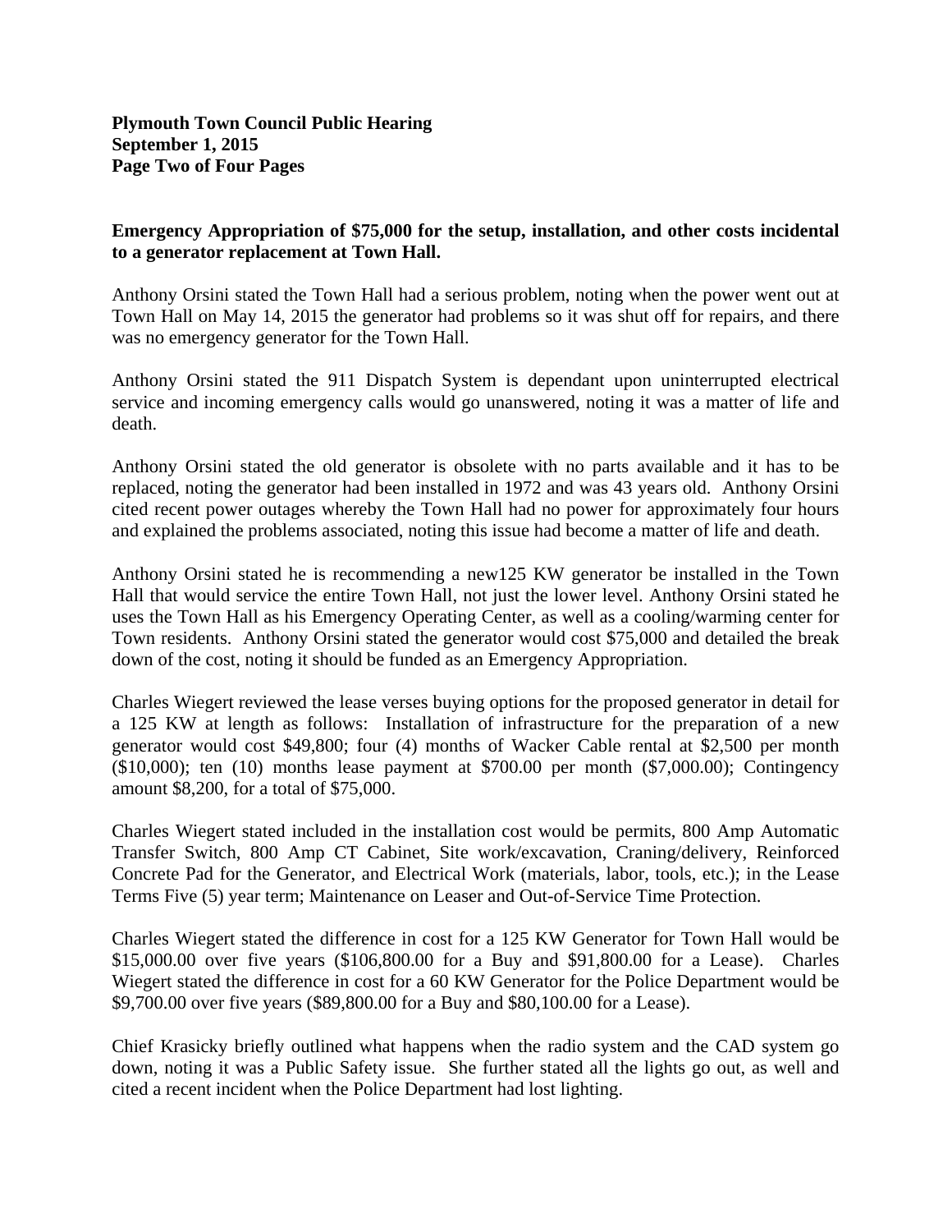**Emergency Appropriation of $75,000 for the setup, installation, and other costs incidental to a generator replacement at Town Hall.**

Anthony Orsini stated the Town Hall had a serious problem, noting when the power went out at Town Hall on May 14, 2015 the generator had problems so it was shut off for repairs, and there was no emergency generator for the Town Hall.

Anthony Orsini stated the 911 Dispatch System is dependant upon uninterrupted electrical service and incoming emergency calls would go unanswered, noting it was a matter of life and death.

Anthony Orsini stated the old generator is obsolete with no parts available and it has to be replaced, noting the generator had been installed in 1972 and was 43 years old. Anthony Orsini cited recent power outages whereby the Town Hall had no power for approximately four hours and explained the problems associated, noting this issue had become a matter of life and death.

Anthony Orsini stated he is recommending a new125 KW generator be installed in the Town Hall that would service the entire Town Hall, not just the lower level. Anthony Orsini stated he uses the Town Hall as his Emergency Operating Center, as well as a cooling/warming center for Town residents. Anthony Orsini stated the generator would cost $75,000 and detailed the break down of the cost, noting it should be funded as an Emergency Appropriation.

Charles Wiegert reviewed the lease verses buying options for the proposed generator in detail for a 125 KW at length as follows: Installation of infrastructure for the preparation of a new generator would cost $49,800; four (4) months of Wacker Cable rental at $2,500 per month ($10,000); ten (10) months lease payment at $700.00 per month ($7,000.00); Contingency amount $8,200, for a total of $75,000.

Charles Wiegert stated included in the installation cost would be permits, 800 Amp Automatic Transfer Switch, 800 Amp CT Cabinet, Site work/excavation, Craning/delivery, Reinforced Concrete Pad for the Generator, and Electrical Work (materials, labor, tools, etc.); in the Lease Terms Five (5) year term; Maintenance on Leaser and Out-of-Service Time Protection.

Charles Wiegert stated the difference in cost for a 125 KW Generator for Town Hall would be $15,000.00 over five years ($106,800.00 for a Buy and $91,800.00 for a Lease). Charles Wiegert stated the difference in cost for a 60 KW Generator for the Police Department would be $9,700.00 over five years ($89,800.00 for a Buy and $80,100.00 for a Lease).

Chief Krasicky briefly outlined what happens when the radio system and the CAD system go down, noting it was a Public Safety issue. She further stated all the lights go out, as well and cited a recent incident when the Police Department had lost lighting.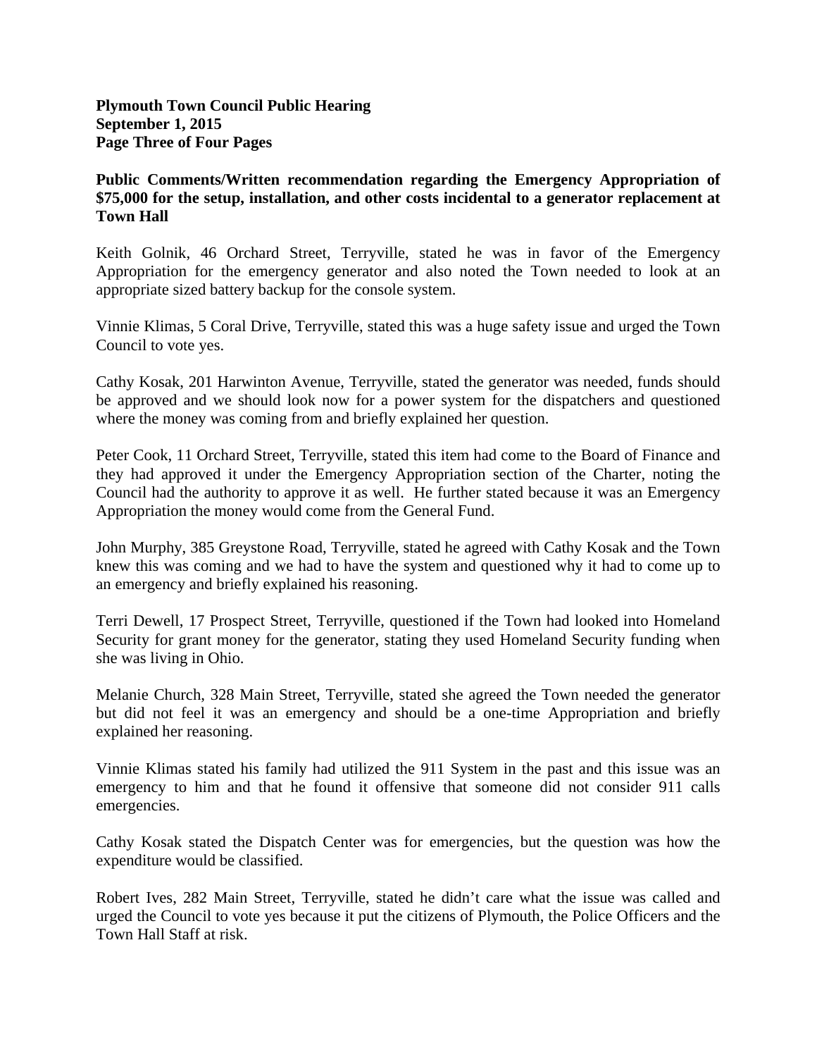**Public Comments/Written recommendation regarding the Emergency Appropriation of $75,000 for the setup, installation, and other costs incidental to a generator replacement at Town Hall**

Keith Golnik, 46 Orchard Street, Terryville, stated he was in favor of the Emergency Appropriation for the emergency generator and also noted the Town needed to look at an appropriate sized battery backup for the console system.

Vinnie Klimas, 5 Coral Drive, Terryville, stated this was a huge safety issue and urged the Town Council to vote yes.

Cathy Kosak, 201 Harwinton Avenue, Terryville, stated the generator was needed, funds should be approved and we should look now for a power system for the dispatchers and questioned where the money was coming from and briefly explained her question.

Peter Cook, 11 Orchard Street, Terryville, stated this item had come to the Board of Finance and they had approved it under the Emergency Appropriation section of the Charter, noting the Council had the authority to approve it as well. He further stated because it was an Emergency Appropriation the money would come from the General Fund.

John Murphy, 385 Greystone Road, Terryville, stated he agreed with Cathy Kosak and the Town knew this was coming and we had to have the system and questioned why it had to come up to an emergency and briefly explained his reasoning.

Terri Dewell, 17 Prospect Street, Terryville, questioned if the Town had looked into Homeland Security for grant money for the generator, stating they used Homeland Security funding when she was living in Ohio.

Melanie Church, 328 Main Street, Terryville, stated she agreed the Town needed the generator but did not feel it was an emergency and should be a one-time Appropriation and briefly explained her reasoning.

Vinnie Klimas stated his family had utilized the 911 System in the past and this issue was an emergency to him and that he found it offensive that someone did not consider 911 calls emergencies.

Cathy Kosak stated the Dispatch Center was for emergencies, but the question was how the expenditure would be classified.

Robert Ives, 282 Main Street, Terryville, stated he didn't care what the issue was called and urged the Council to vote yes because it put the citizens of Plymouth, the Police Officers and the Town Hall Staff at risk.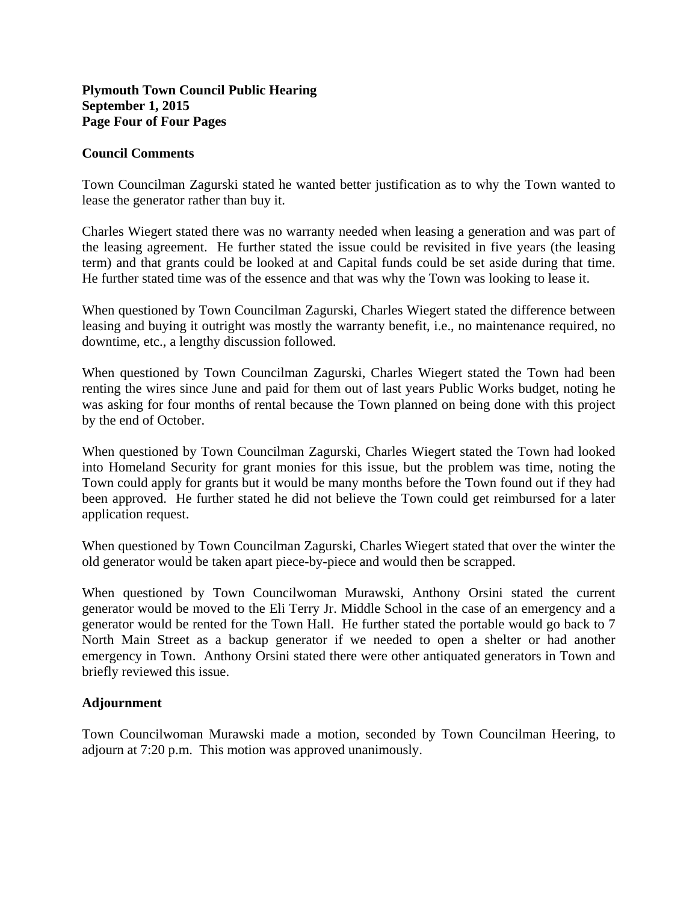## Council Comments

Town Councilman Zagurski stated he wanted better justification as to why the Town wanted to lease the generator rather than buy it.

Charles Wiegert stated there was no warranty needed when leasing a generation and was part of the leasing agreement. He further stated the issue could be revisited in five years (the leasing term) and that grants could be looked at and Capital funds could be set aside during that time. He further stated time was of the essence and that was why the Town was looking to lease it.

When questioned by Town Councilman Zagurski, Charles Wiegert stated the difference between leasing and buying it outright was mostly the warranty benefit, i.e., no maintenance required, no downtime, etc., a lengthy discussion followed.

When questioned by Town Councilman Zagurski, Charles Wiegert stated the Town had been renting the wires since June and paid for them out of last years Public Works budget, noting he was asking for four months of rental because the Town planned on being done with this project by the end of October.

When questioned by Town Councilman Zagurski, Charles Wiegert stated the Town had looked into Homeland Security for grant monies for this issue, but the problem was time, noting the Town could apply for grants but it would be many months before the Town found out if they had been approved. He further stated he did not believe the Town could get reimbursed for a later application request.

When questioned by Town Councilman Zagurski, Charles Wiegert stated that over the winter the old generator would be taken apart piece-by-piece and would then be scrapped.

When questioned by Town Councilwoman Murawski, Anthony Orsini stated the current generator would be moved to the Eli Terry Jr. Middle School in the case of an emergency and a generator would be rented for the Town Hall. He further stated the portable would go back to 7 North Main Street as a backup generator if we needed to open a shelter or had another emergency in Town. Anthony Orsini stated there were other antiquated generators in Town and briefly reviewed this issue.

## Adjournment

Town Councilwoman Murawski made a motion, seconded by Town Councilman Heering, to adjourn at 7:20 p.m. This motion was approved unanimously.